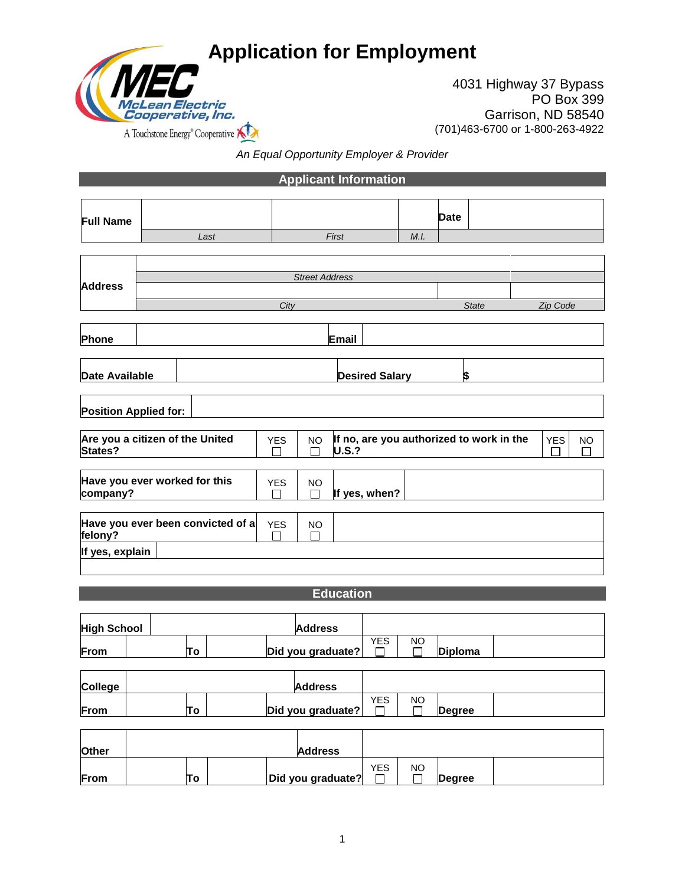# Application for Employment

**MEC**
McLean Electric Cooperative, Inc.
A Touchstone Energy® Cooperative

4031 Highway 37 Bypass
PO Box 399
Garrison, ND 58540
(701)463-6700 or 1-800-263-4922

*An Equal Opportunity Employer & Provider*

## Applicant Information

| **Full Name** | | | | **Date** | |
|---|---|---|---|---|---|
| | *Last* | *First* | *M.I.* | | |

| **Address** | | | |
|---|---|---|---|
| | *Street Address* | | |
| | | | |
| | *City* | *State* | *Zip Code* |

| **Phone** | | **Email** | |
|---|---|---|---|

| **Date Available** | | **Desired Salary** | **$** |
|---|---|---|---|

| **Position Applied for:** | |
|---|---|

| **Are you a citizen of the United States?** | YES ☐ | NO ☐ | **If no, are you authorized to work in the U.S.?** | YES ☐ | NO ☐ |
|---|---|---|---|---|---|

| **Have you ever worked for this company?** | YES ☐ | NO ☐ | **If yes, when?** | |
|---|---|---|---|---|

| **Have you ever been convicted of a felony?** | YES ☐ | NO ☐ | |
|---|---|---|---|
| **If yes, explain** | | | |
| | | | |

## Education

| **High School** | | | | **Address** | | | | |
|---|---|---|---|---|---|---|---|---|
| **From** | | **To** | | **Did you graduate?** | YES ☐ | NO ☐ | **Diploma** | |

| **College** | | | | **Address** | | | | |
|---|---|---|---|---|---|---|---|---|
| **From** | | **To** | | **Did you graduate?** | YES ☐ | NO ☐ | **Degree** | |

| **Other** | | | | **Address** | | | | |
|---|---|---|---|---|---|---|---|---|
| **From** | | **To** | | **Did you graduate?** | YES ☐ | NO ☐ | **Degree** | |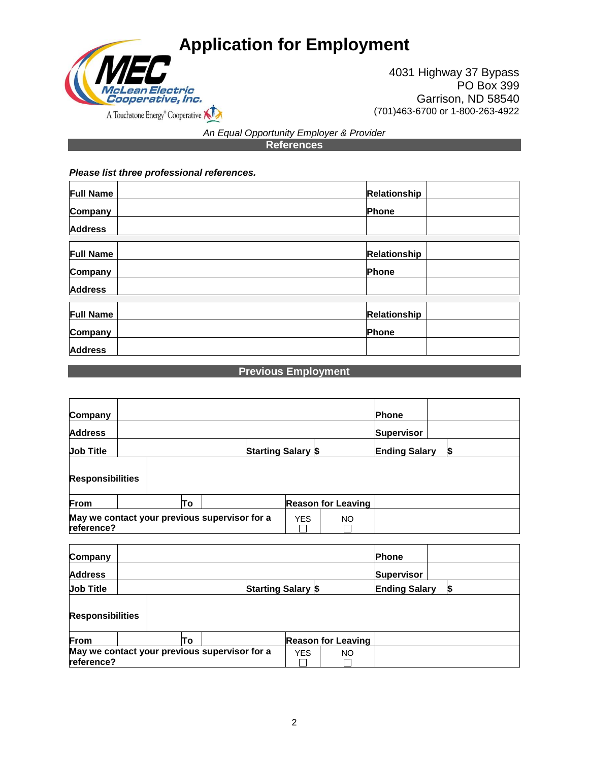# Application for Employment

4031 Highway 37 Bypass
PO Box 399
Garrison, ND 58540
(701)463-6700 or 1-800-263-4922

*An Equal Opportunity Employer & Provider*

## References

***Please list three professional references.***

| **Full Name** | | **Relationship** | |
|---|---|---|---|
| **Company** | | **Phone** | |
| **Address** | | | |

| **Full Name** | | **Relationship** | |
|---|---|---|---|
| **Company** | | **Phone** | |
| **Address** | | | |

| **Full Name** | | **Relationship** | |
|---|---|---|---|
| **Company** | | **Phone** | |
| **Address** | | | |

## Previous Employment

| **Company** | | | | **Phone** | |
|---|---|---|---|---|---|
| **Address** | | | | **Supervisor** | |
| **Job Title** | | **Starting Salary** $ | | **Ending Salary** | $ |
| **Responsibilities** | | | | | |
| **From** | | **To** | | **Reason for Leaving** | |
| **May we contact your previous supervisor for a reference?** | | | YES ☐ | NO ☐ | |

| **Company** | | | | **Phone** | |
|---|---|---|---|---|---|
| **Address** | | | | **Supervisor** | |
| **Job Title** | | **Starting Salary** $ | | **Ending Salary** | $ |
| **Responsibilities** | | | | | |
| **From** | | **To** | | **Reason for Leaving** | |
| **May we contact your previous supervisor for a reference?** | | | YES ☐ | NO ☐ | |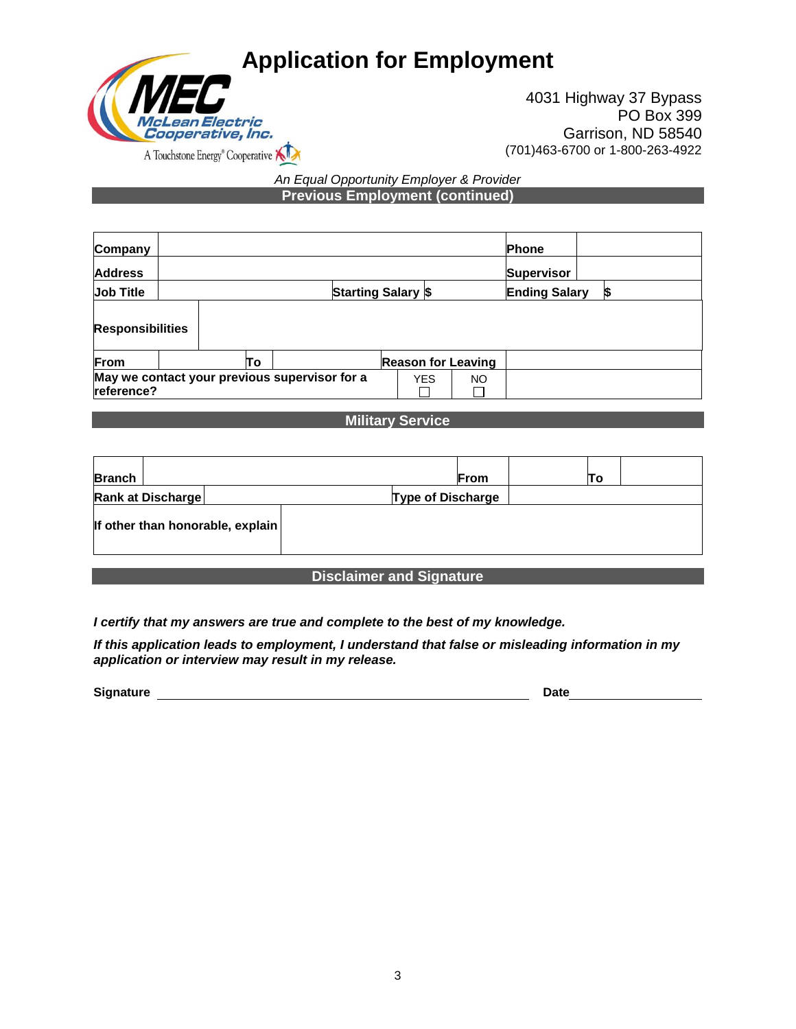# Application for Employment

MEC McLean Electric Cooperative, Inc.
A Touchstone Energy® Cooperative

4031 Highway 37 Bypass
PO Box 399
Garrison, ND 58540
(701)463-6700 or 1-800-263-4922

*An Equal Opportunity Employer & Provider*

## Previous Employment (continued)

| | | | | | |
|---|---|---|---|---|---|
| **Company** | | | | **Phone** | |
| **Address** | | | | **Supervisor** | |
| **Job Title** | | **Starting Salary** $ | | **Ending Salary** | $ |
| **Responsibilities** | | | | | |
| **From** | | **To** | | **Reason for Leaving** | |
| **May we contact your previous supervisor for a reference?** | | YES ☐ | NO ☐ | | |

## Military Service

| | | | | | |
|---|---|---|---|---|---|
| **Branch** | | **From** | | **To** | |
| **Rank at Discharge** | | **Type of Discharge** | | | |
| **If other than honorable, explain** | | | | | |

## Disclaimer and Signature

***I certify that my answers are true and complete to the best of my knowledge.***

***If this application leads to employment, I understand that false or misleading information in my application or interview may result in my release.***

**Signature** ______________________________________________ **Date** __________________